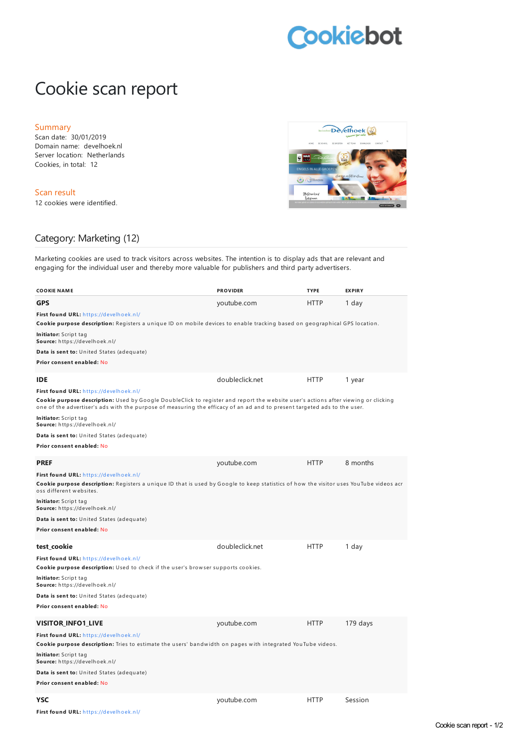Cookiebot

# Cookie scan report

## Summary

Scan date: 30/01/2019
Domain name: develhoek.nl
Server location: Netherlands
Cookies, in total: 12

## Scan result

12 cookies were identified.

## Category: Marketing (12)

Marketing cookies are used to track visitors across websites. The intention is to display ads that are relevant and engaging for the individual user and thereby more valuable for publishers and third party advertisers.

| COOKIE NAME | PROVIDER | TYPE | EXPIRY |
|---|---|---|---|
| **GPS** | youtube.com | HTTP | 1 day |

**First found URL:** https://develhoek.nl/
**Cookie purpose description:** Registers a unique ID on mobile devices to enable tracking based on geographical GPS location.
**Initiator:** Script tag
**Source:** https://develhoek.nl/
**Data is sent to:** United States (adequate)
**Prior consent enabled:** No

| COOKIE NAME | PROVIDER | TYPE | EXPIRY |
|---|---|---|---|
| **IDE** | doubleclick.net | HTTP | 1 year |

**First found URL:** https://develhoek.nl/
**Cookie purpose description:** Used by Google DoubleClick to register and report the website user's actions after viewing or clicking one of the advertiser's ads with the purpose of measuring the efficacy of an ad and to present targeted ads to the user.
**Initiator:** Script tag
**Source:** https://develhoek.nl/
**Data is sent to:** United States (adequate)
**Prior consent enabled:** No

| COOKIE NAME | PROVIDER | TYPE | EXPIRY |
|---|---|---|---|
| **PREF** | youtube.com | HTTP | 8 months |

**First found URL:** https://develhoek.nl/
**Cookie purpose description:** Registers a unique ID that is used by Google to keep statistics of how the visitor uses YouTube videos across different websites.
**Initiator:** Script tag
**Source:** https://develhoek.nl/
**Data is sent to:** United States (adequate)
**Prior consent enabled:** No

| COOKIE NAME | PROVIDER | TYPE | EXPIRY |
|---|---|---|---|
| **test_cookie** | doubleclick.net | HTTP | 1 day |

**First found URL:** https://develhoek.nl/
**Cookie purpose description:** Used to check if the user's browser supports cookies.
**Initiator:** Script tag
**Source:** https://develhoek.nl/
**Data is sent to:** United States (adequate)
**Prior consent enabled:** No

| COOKIE NAME | PROVIDER | TYPE | EXPIRY |
|---|---|---|---|
| **VISITOR_INFO1_LIVE** | youtube.com | HTTP | 179 days |

**First found URL:** https://develhoek.nl/
**Cookie purpose description:** Tries to estimate the users' bandwidth on pages with integrated YouTube videos.
**Initiator:** Script tag
**Source:** https://develhoek.nl/
**Data is sent to:** United States (adequate)
**Prior consent enabled:** No

| COOKIE NAME | PROVIDER | TYPE | EXPIRY |
|---|---|---|---|
| **YSC** | youtube.com | HTTP | Session |

**First found URL:** https://develhoek.nl/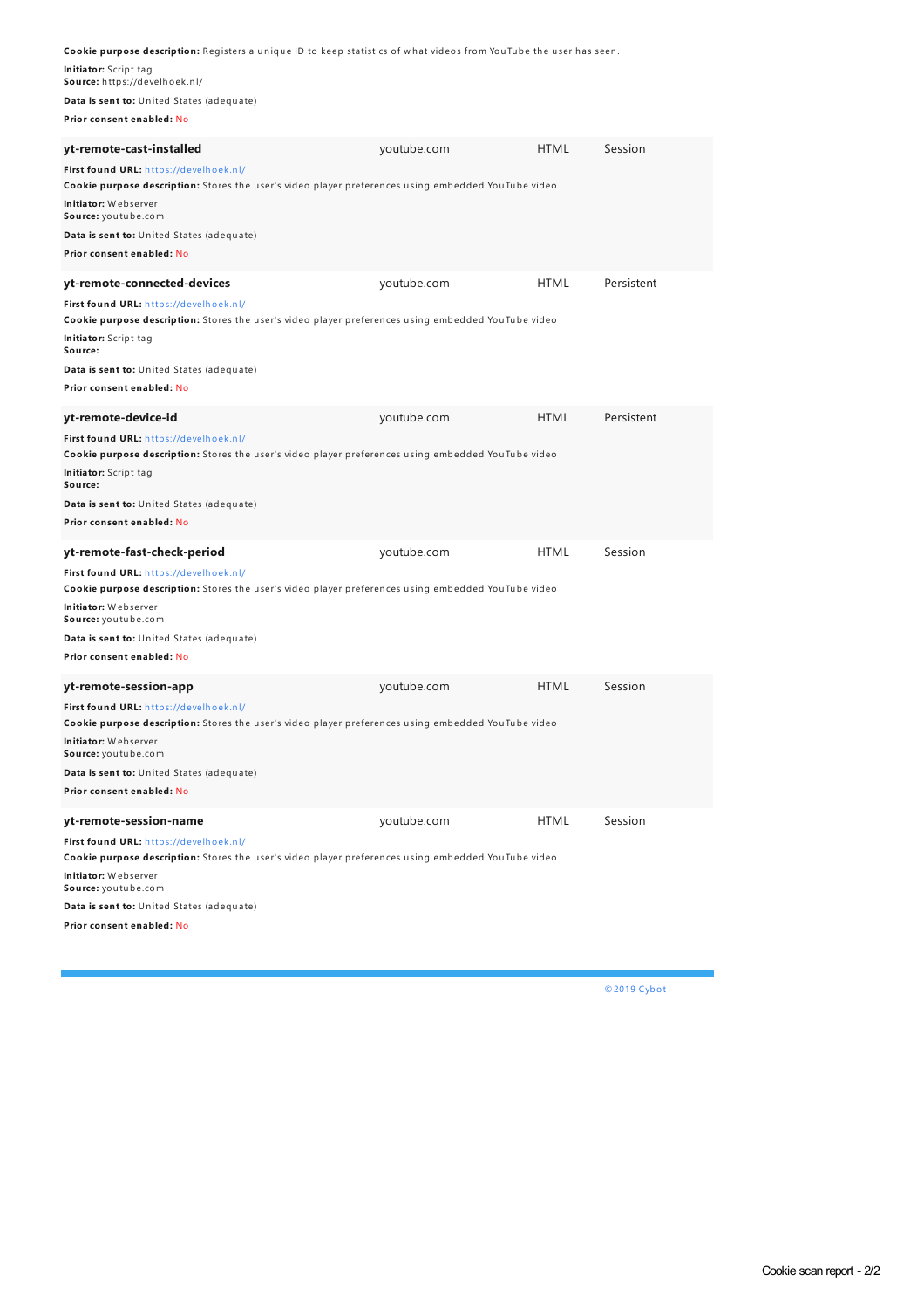**Cookie purpose description:** Registers a unique ID to keep statistics of what videos from YouTube the user has seen.

**Initiator:** Script tag
**Source:** https://develhoek.nl/

**Data is sent to:** United States (adequate)

**Prior consent enabled:** No

| | | | |
|---|---|---|---|
| **yt-remote-cast-installed** | youtube.com | HTML | Session |

**First found URL:** https://develhoek.nl/

**Cookie purpose description:** Stores the user's video player preferences using embedded YouTube video

**Initiator:** Webserver
**Source:** youtube.com

**Data is sent to:** United States (adequate)

**Prior consent enabled:** No

| | | | |
|---|---|---|---|
| **yt-remote-connected-devices** | youtube.com | HTML | Persistent |

**First found URL:** https://develhoek.nl/

**Cookie purpose description:** Stores the user's video player preferences using embedded YouTube video

**Initiator:** Script tag
**Source:**

**Data is sent to:** United States (adequate)

**Prior consent enabled:** No

| | | | |
|---|---|---|---|
| **yt-remote-device-id** | youtube.com | HTML | Persistent |

**First found URL:** https://develhoek.nl/

**Cookie purpose description:** Stores the user's video player preferences using embedded YouTube video

**Initiator:** Script tag
**Source:**

**Data is sent to:** United States (adequate)

**Prior consent enabled:** No

| | | | |
|---|---|---|---|
| **yt-remote-fast-check-period** | youtube.com | HTML | Session |

**First found URL:** https://develhoek.nl/

**Cookie purpose description:** Stores the user's video player preferences using embedded YouTube video

**Initiator:** Webserver
**Source:** youtube.com

**Data is sent to:** United States (adequate)

**Prior consent enabled:** No

| | | | |
|---|---|---|---|
| **yt-remote-session-app** | youtube.com | HTML | Session |

**First found URL:** https://develhoek.nl/

**Cookie purpose description:** Stores the user's video player preferences using embedded YouTube video

**Initiator:** Webserver
**Source:** youtube.com

**Data is sent to:** United States (adequate)

**Prior consent enabled:** No

| | | | |
|---|---|---|---|
| **yt-remote-session-name** | youtube.com | HTML | Session |

**First found URL:** https://develhoek.nl/

**Cookie purpose description:** Stores the user's video player preferences using embedded YouTube video

**Initiator:** Webserver
**Source:** youtube.com

**Data is sent to:** United States (adequate)

**Prior consent enabled:** No

©2019 Cybot